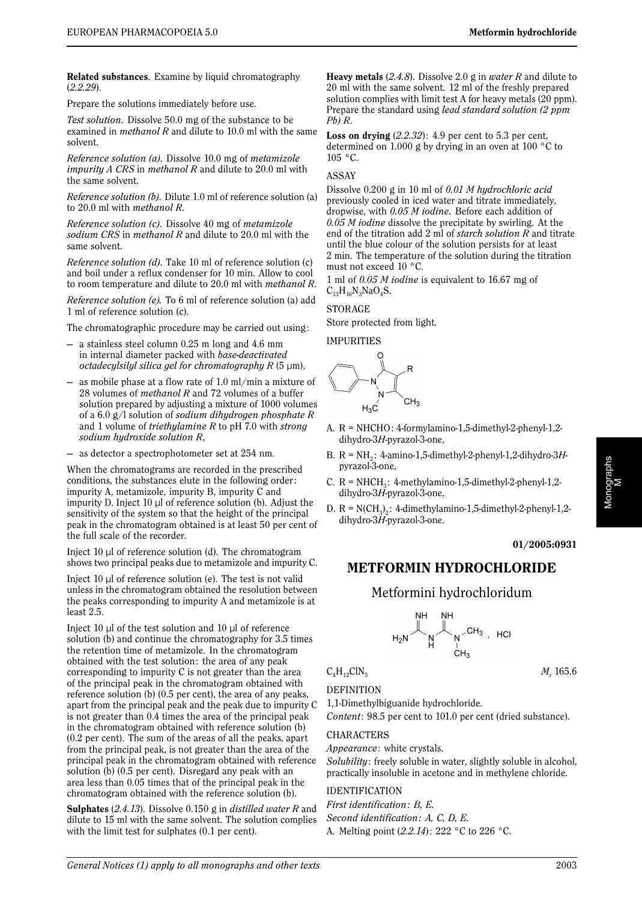**Related substances**. Examine by liquid chromatography (*2.2.29*).

Prepare the solutions immediately before use.

*Test solution*. Dissolve 50.0 mg of the substance to be examined in *methanol R* and dilute to 10.0 ml with the same solvent.

*Reference solution (a)*. Dissolve 10.0 mg of *metamizole impurity A CRS* in *methanol R* and dilute to 20.0 ml with the same solvent.

*Reference solution (b)*. Dilute 1.0 ml of reference solution (a) to 20.0 ml with *methanol R*.

*Reference solution (c)*. Dissolve 40 mg of *metamizole sodium CRS* in *methanol R* and dilute to 20.0 ml with the same solvent.

*Reference solution (d)*. Take 10 ml of reference solution (c) and boil under a reflux condenser for 10 min. Allow to cool to room temperature and dilute to 20.0 ml with *methanol R*.

*Reference solution (e)*. To 6 ml of reference solution (a) add 1 ml of reference solution (c).

The chromatographic procedure may be carried out using:

- a stainless steel column 0.25 m long and 4.6 mm in internal diameter packed with *base-deactivated octadecylsilyl silica gel for chromatography R* (5 μm),
- as mobile phase at a flow rate of 1.0 ml/min a mixture of 28 volumes of *methanol R* and 72 volumes of a buffer solution prepared by adjusting a mixture of 1000 volumes of a 6.0 g/l solution of *sodium dihydrogen phosphate R* and 1 volume of *triethylamine R* to pH 7.0 with *strong sodium hydroxide solution R*,
- as detector a spectrophotometer set at 254 nm.

When the chromatograms are recorded in the prescribed conditions, the substances elute in the following order: impurity A, metamizole, impurity B, impurity C and impurity D. Inject 10 μl of reference solution (b). Adjust the sensitivity of the system so that the height of the principal peak in the chromatogram obtained is at least 50 per cent of the full scale of the recorder.

Inject 10 μl of reference solution (d). The chromatogram shows two principal peaks due to metamizole and impurity C.

Inject 10 μl of reference solution (e). The test is not valid unless in the chromatogram obtained the resolution between the peaks corresponding to impurity A and metamizole is at least 2.5.

Inject 10 μl of the test solution and 10 μl of reference solution (b) and continue the chromatography for 3.5 times the retention time of metamizole. In the chromatogram obtained with the test solution: the area of any peak corresponding to impurity C is not greater than the area of the principal peak in the chromatogram obtained with reference solution (b) (0.5 per cent), the area of any peaks, apart from the principal peak and the peak due to impurity C is not greater than 0.4 times the area of the principal peak in the chromatogram obtained with reference solution (b) (0.2 per cent). The sum of the areas of all the peaks, apart from the principal peak, is not greater than the area of the principal peak in the chromatogram obtained with reference solution (b) (0.5 per cent). Disregard any peak with an area less than 0.05 times that of the principal peak in the chromatogram obtained with the reference solution (b).

**Sulphates** (*2.4.13*). Dissolve 0.150 g in *distilled water R* and dilute to 15 ml with the same solvent. The solution complies with the limit test for sulphates (0.1 per cent).

**Heavy metals** (*2.4.8*). Dissolve 2.0 g in *water R* and dilute to 20 ml with the same solvent. 12 ml of the freshly prepared solution complies with limit test A for heavy metals (20 ppm). Prepare the standard using *lead standard solution (2 ppm Pb) R*.

**Loss on drying** (*2.2.32*): 4.9 per cent to 5.3 per cent, determined on 1.000 g by drying in an oven at 100 °C to 105 °C.

## ASSAY

Dissolve 0.200 g in 10 ml of *0.01 M hydrochloric acid* previously cooled in iced water and titrate immediately, dropwise, with *0.05 M iodine*. Before each addition of *0.05 M iodine* dissolve the precipitate by swirling. At the end of the titration add 2 ml of *starch solution R* and titrate until the blue colour of the solution persists for at least 2 min. The temperature of the solution during the titration must not exceed 10 °C.

1 ml of *0.05 M iodine* is equivalent to 16.67 mg of $C_{13}H_{16}N_3NaO_4S$.

## STORAGE

Store protected from light.

## IMPURITIES

A. R = NHCHO: 4-formylamino-1,5-dimethyl-2-phenyl-1,2-dihydro-3*H*-pyrazol-3-one,

B. R = $NH_2$: 4-amino-1,5-dimethyl-2-phenyl-1,2-dihydro-3*H*-pyrazol-3-one,

C. R = $NHCH_3$: 4-methylamino-1,5-dimethyl-2-phenyl-1,2-dihydro-3*H*-pyrazol-3-one,

D. R = $N(CH_3)_2$: 4-dimethylamino-1,5-dimethyl-2-phenyl-1,2-dihydro-3*H*-pyrazol-3-one.

**01/2005:0931**

# METFORMIN HYDROCHLORIDE

## Metformini hydrochloridum

$C_4H_{12}ClN_5$ $M_r$ 165.6

## DEFINITION

1,1-Dimethylbiguanide hydrochloride.

*Content*: 98.5 per cent to 101.0 per cent (dried substance).

## CHARACTERS

*Appearance*: white crystals.

*Solubility*: freely soluble in water, slightly soluble in alcohol, practically insoluble in acetone and in methylene chloride.

## IDENTIFICATION

*First identification: B, E.*

*Second identification: A, C, D, E.*

A. Melting point (*2.2.14*): 222 °C to 226 °C.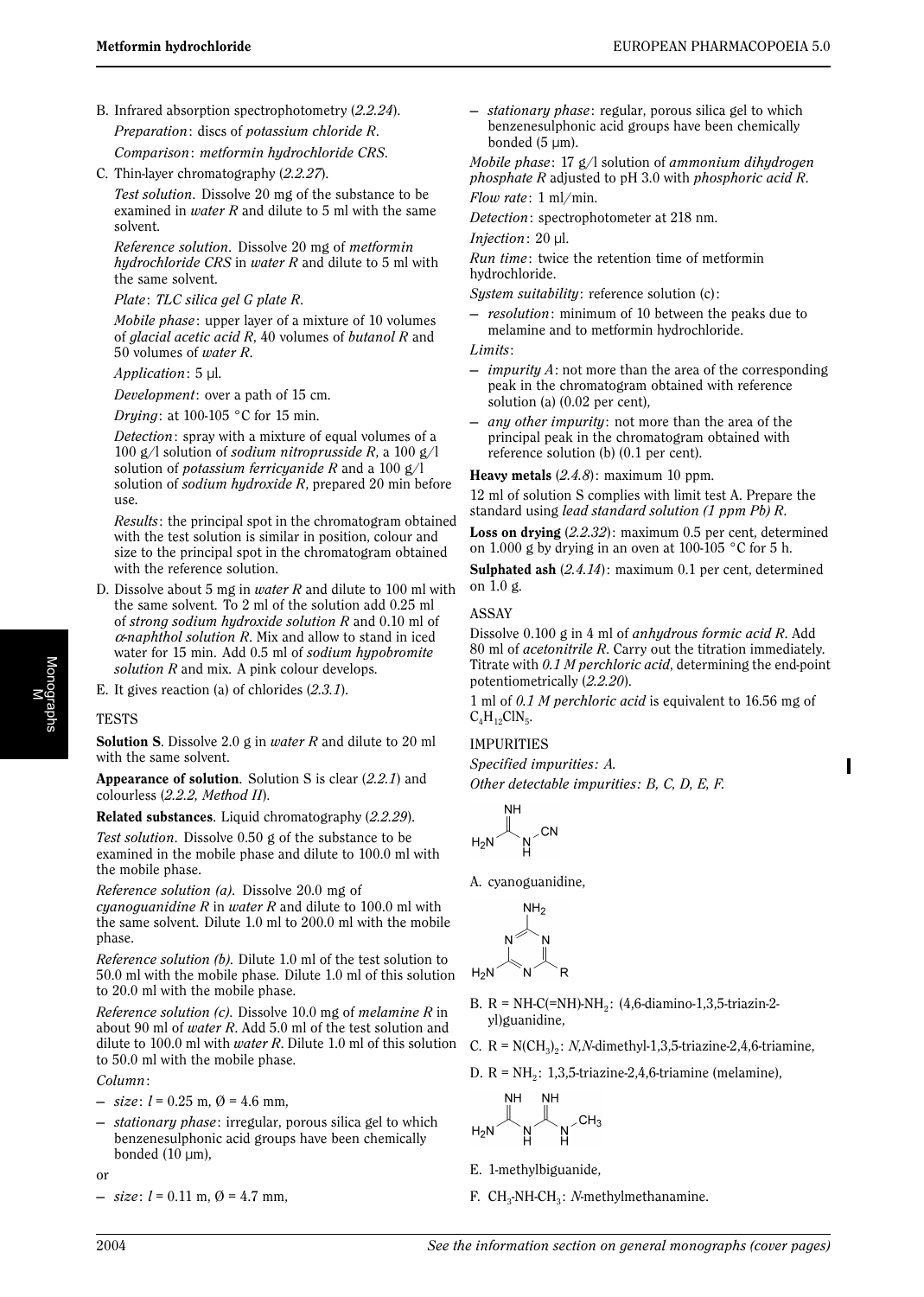B. Infrared absorption spectrophotometry (*2.2.24*).

*Preparation*: discs of *potassium chloride R*.

*Comparison*: *metformin hydrochloride CRS*.

C. Thin-layer chromatography (*2.2.27*).

*Test solution*. Dissolve 20 mg of the substance to be examined in *water R* and dilute to 5 ml with the same solvent.

*Reference solution*. Dissolve 20 mg of *metformin hydrochloride CRS* in *water R* and dilute to 5 ml with the same solvent.

*Plate*: *TLC silica gel G plate R*.

*Mobile phase*: upper layer of a mixture of 10 volumes of *glacial acetic acid R*, 40 volumes of *butanol R* and 50 volumes of *water R*.

*Application*: 5 μl.

*Development*: over a path of 15 cm.

*Drying*: at 100-105 °C for 15 min.

*Detection*: spray with a mixture of equal volumes of a 100 g/l solution of *sodium nitroprusside R*, a 100 g/l solution of *potassium ferricyanide R* and a 100 g/l solution of *sodium hydroxide R*, prepared 20 min before use.

*Results*: the principal spot in the chromatogram obtained with the test solution is similar in position, colour and size to the principal spot in the chromatogram obtained with the reference solution.

D. Dissolve about 5 mg in *water R* and dilute to 100 ml with the same solvent. To 2 ml of the solution add 0.25 ml of *strong sodium hydroxide solution R* and 0.10 ml of *α-naphthol solution R*. Mix and allow to stand in iced water for 15 min. Add 0.5 ml of *sodium hypobromite solution R* and mix. A pink colour develops.

E. It gives reaction (a) of chlorides (*2.3.1*).

## TESTS

**Solution S**. Dissolve 2.0 g in *water R* and dilute to 20 ml with the same solvent.

**Appearance of solution**. Solution S is clear (*2.2.1*) and colourless (*2.2.2, Method II*).

**Related substances**. Liquid chromatography (*2.2.29*).

*Test solution*. Dissolve 0.50 g of the substance to be examined in the mobile phase and dilute to 100.0 ml with the mobile phase.

*Reference solution (a)*. Dissolve 20.0 mg of *cyanoguanidine R* in *water R* and dilute to 100.0 ml with the same solvent. Dilute 1.0 ml to 200.0 ml with the mobile phase.

*Reference solution (b)*. Dilute 1.0 ml of the test solution to 50.0 ml with the mobile phase. Dilute 1.0 ml of this solution to 20.0 ml with the mobile phase.

*Reference solution (c)*. Dissolve 10.0 mg of *melamine R* in about 90 ml of *water R*. Add 5.0 ml of the test solution and dilute to 100.0 ml with *water R*. Dilute 1.0 ml of this solution to 50.0 ml with the mobile phase.

*Column*:

- *size*: $l$ = 0.25 m, Ø = 4.6 mm,
- *stationary phase*: irregular, porous silica gel to which benzenesulphonic acid groups have been chemically bonded (10 μm),

or

- *size*: $l$ = 0.11 m, Ø = 4.7 mm,
- *stationary phase*: regular, porous silica gel to which benzenesulphonic acid groups have been chemically bonded (5 μm).

*Mobile phase*: 17 g/l solution of *ammonium dihydrogen phosphate R* adjusted to pH 3.0 with *phosphoric acid R*.

*Flow rate*: 1 ml/min.

*Detection*: spectrophotometer at 218 nm.

*Injection*: 20 μl.

*Run time*: twice the retention time of metformin hydrochloride.

*System suitability*: reference solution (c):

- *resolution*: minimum of 10 between the peaks due to melamine and to metformin hydrochloride.

*Limits*:

- *impurity A*: not more than the area of the corresponding peak in the chromatogram obtained with reference solution (a) (0.02 per cent),
- *any other impurity*: not more than the area of the principal peak in the chromatogram obtained with reference solution (b) (0.1 per cent).

**Heavy metals** (*2.4.8*): maximum 10 ppm.

12 ml of solution S complies with limit test A. Prepare the standard using *lead standard solution (1 ppm Pb) R*.

**Loss on drying** (*2.2.32*): maximum 0.5 per cent, determined on 1.000 g by drying in an oven at 100-105 °C for 5 h.

**Sulphated ash** (*2.4.14*): maximum 0.1 per cent, determined on 1.0 g.

## ASSAY

Dissolve 0.100 g in 4 ml of *anhydrous formic acid R*. Add 80 ml of *acetonitrile R*. Carry out the titration immediately. Titrate with *0.1 M perchloric acid*, determining the end-point potentiometrically (*2.2.20*).

1 ml of *0.1 M perchloric acid* is equivalent to 16.56 mg of $C_4H_{12}ClN_5$.

## IMPURITIES

*Specified impurities*: *A*.

*Other detectable impurities*: *B, C, D, E, F*.

A. cyanoguanidine,

B. R = NH-C(=NH)-$NH_2$: (4,6-diamino-1,3,5-triazin-2-yl)guanidine,

C. R = $N(CH_3)_2$: *N,N*-dimethyl-1,3,5-triazine-2,4,6-triamine,

D. R = $NH_2$: 1,3,5-triazine-2,4,6-triamine (melamine),

E. 1-methylbiguanide,

F. $CH_3$-NH-$CH_3$: *N*-methylmethanamine.